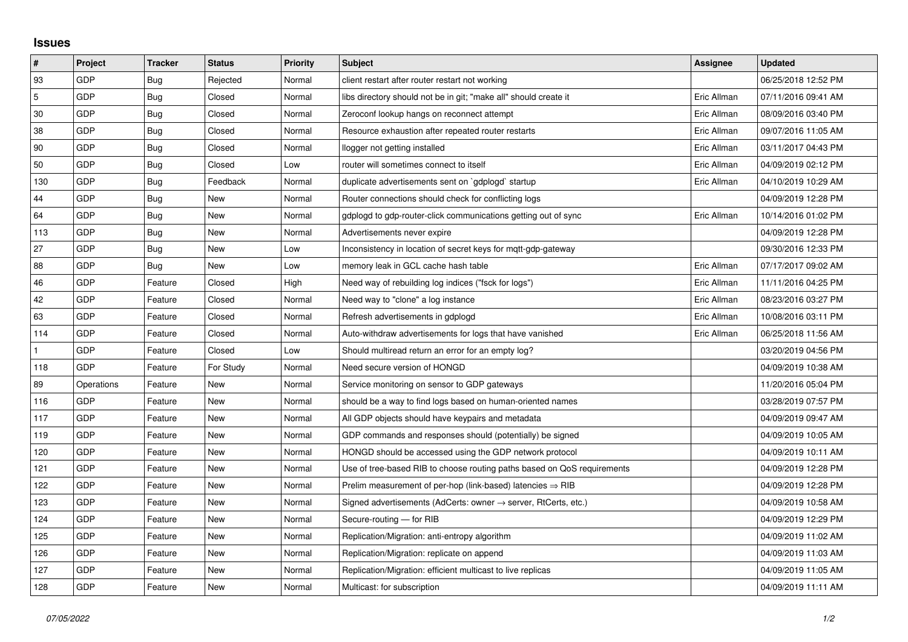## Issues

| # | Project | Tracker | Status | Priority | Subject | Assignee | Updated |
|---|---|---|---|---|---|---|---|
| 93 | GDP | Bug | Rejected | Normal | client restart after router restart not working | | 06/25/2018 12:52 PM |
| 5 | GDP | Bug | Closed | Normal | libs directory should not be in git; "make all" should create it | Eric Allman | 07/11/2016 09:41 AM |
| 30 | GDP | Bug | Closed | Normal | Zeroconf lookup hangs on reconnect attempt | Eric Allman | 08/09/2016 03:40 PM |
| 38 | GDP | Bug | Closed | Normal | Resource exhaustion after repeated router restarts | Eric Allman | 09/07/2016 11:05 AM |
| 90 | GDP | Bug | Closed | Normal | llogger not getting installed | Eric Allman | 03/11/2017 04:43 PM |
| 50 | GDP | Bug | Closed | Low | router will sometimes connect to itself | Eric Allman | 04/09/2019 02:12 PM |
| 130 | GDP | Bug | Feedback | Normal | duplicate advertisements sent on `gdplogd` startup | Eric Allman | 04/10/2019 10:29 AM |
| 44 | GDP | Bug | New | Normal | Router connections should check for conflicting logs | | 04/09/2019 12:28 PM |
| 64 | GDP | Bug | New | Normal | gdplogd to gdp-router-click communications getting out of sync | Eric Allman | 10/14/2016 01:02 PM |
| 113 | GDP | Bug | New | Normal | Advertisements never expire | | 04/09/2019 12:28 PM |
| 27 | GDP | Bug | New | Low | Inconsistency in location of secret keys for mqtt-gdp-gateway | | 09/30/2016 12:33 PM |
| 88 | GDP | Bug | New | Low | memory leak in GCL cache hash table | Eric Allman | 07/17/2017 09:02 AM |
| 46 | GDP | Feature | Closed | High | Need way of rebuilding log indices ("fsck for logs") | Eric Allman | 11/11/2016 04:25 PM |
| 42 | GDP | Feature | Closed | Normal | Need way to "clone" a log instance | Eric Allman | 08/23/2016 03:27 PM |
| 63 | GDP | Feature | Closed | Normal | Refresh advertisements in gdplogd | Eric Allman | 10/08/2016 03:11 PM |
| 114 | GDP | Feature | Closed | Normal | Auto-withdraw advertisements for logs that have vanished | Eric Allman | 06/25/2018 11:56 AM |
| 1 | GDP | Feature | Closed | Low | Should multiread return an error for an empty log? | | 03/20/2019 04:56 PM |
| 118 | GDP | Feature | For Study | Normal | Need secure version of HONGD | | 04/09/2019 10:38 AM |
| 89 | Operations | Feature | New | Normal | Service monitoring on sensor to GDP gateways | | 11/20/2016 05:04 PM |
| 116 | GDP | Feature | New | Normal | should be a way to find logs based on human-oriented names | | 03/28/2019 07:57 PM |
| 117 | GDP | Feature | New | Normal | All GDP objects should have keypairs and metadata | | 04/09/2019 09:47 AM |
| 119 | GDP | Feature | New | Normal | GDP commands and responses should (potentially) be signed | | 04/09/2019 10:05 AM |
| 120 | GDP | Feature | New | Normal | HONGD should be accessed using the GDP network protocol | | 04/09/2019 10:11 AM |
| 121 | GDP | Feature | New | Normal | Use of tree-based RIB to choose routing paths based on QoS requirements | | 04/09/2019 12:28 PM |
| 122 | GDP | Feature | New | Normal | Prelim measurement of per-hop (link-based) latencies ⇒ RIB | | 04/09/2019 12:28 PM |
| 123 | GDP | Feature | New | Normal | Signed advertisements (AdCerts: owner → server, RtCerts, etc.) | | 04/09/2019 10:58 AM |
| 124 | GDP | Feature | New | Normal | Secure-routing — for RIB | | 04/09/2019 12:29 PM |
| 125 | GDP | Feature | New | Normal | Replication/Migration: anti-entropy algorithm | | 04/09/2019 11:02 AM |
| 126 | GDP | Feature | New | Normal | Replication/Migration: replicate on append | | 04/09/2019 11:03 AM |
| 127 | GDP | Feature | New | Normal | Replication/Migration: efficient multicast to live replicas | | 04/09/2019 11:05 AM |
| 128 | GDP | Feature | New | Normal | Multicast: for subscription | | 04/09/2019 11:11 AM |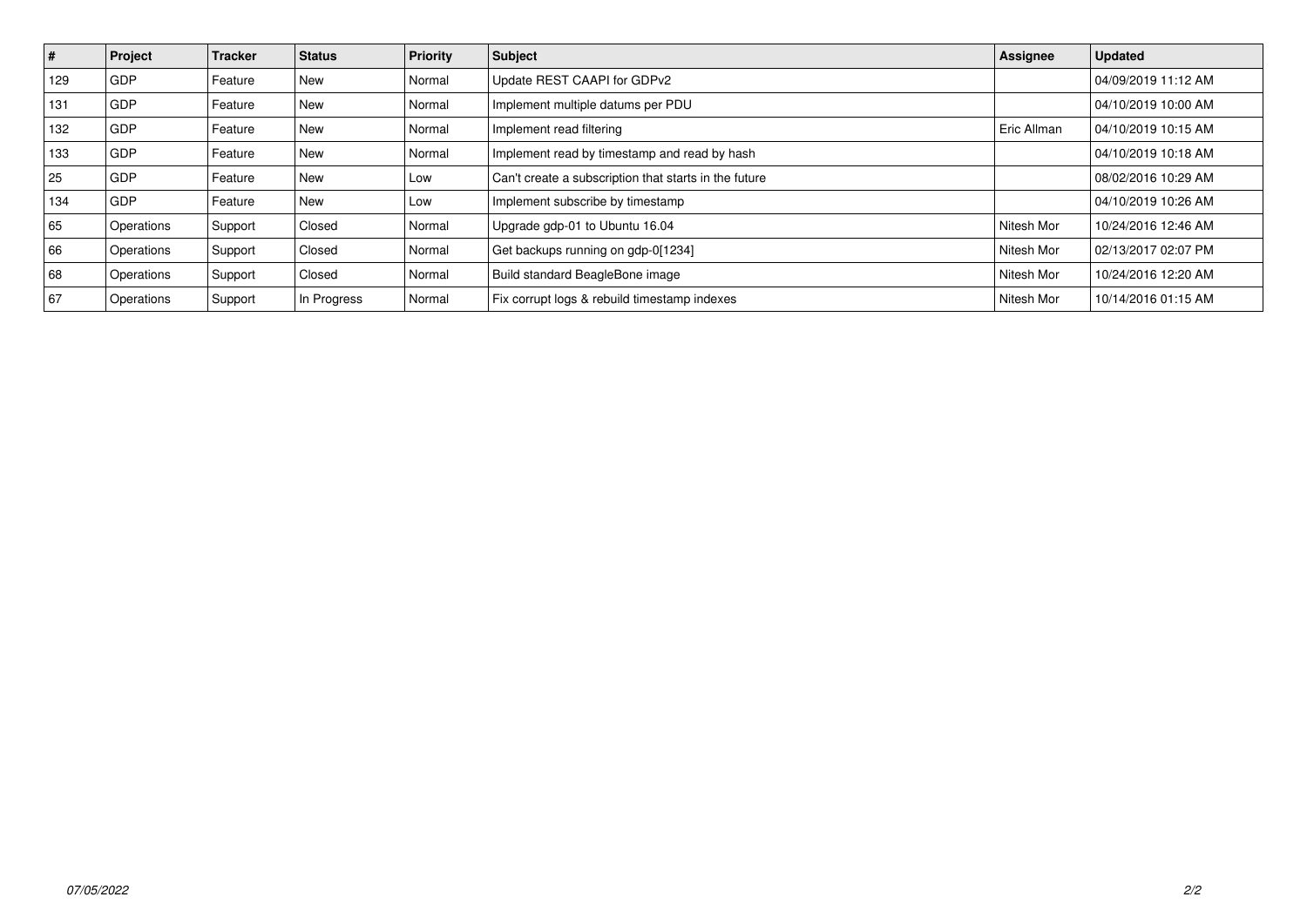| # | Project | Tracker | Status | Priority | Subject | Assignee | Updated |
|---|---|---|---|---|---|---|---|
| 129 | GDP | Feature | New | Normal | Update REST CAAPI for GDPv2 | | 04/09/2019 11:12 AM |
| 131 | GDP | Feature | New | Normal | Implement multiple datums per PDU | | 04/10/2019 10:00 AM |
| 132 | GDP | Feature | New | Normal | Implement read filtering | Eric Allman | 04/10/2019 10:15 AM |
| 133 | GDP | Feature | New | Normal | Implement read by timestamp and read by hash | | 04/10/2019 10:18 AM |
| 25 | GDP | Feature | New | Low | Can't create a subscription that starts in the future | | 08/02/2016 10:29 AM |
| 134 | GDP | Feature | New | Low | Implement subscribe by timestamp | | 04/10/2019 10:26 AM |
| 65 | Operations | Support | Closed | Normal | Upgrade gdp-01 to Ubuntu 16.04 | Nitesh Mor | 10/24/2016 12:46 AM |
| 66 | Operations | Support | Closed | Normal | Get backups running on gdp-0[1234] | Nitesh Mor | 02/13/2017 02:07 PM |
| 68 | Operations | Support | Closed | Normal | Build standard BeagleBone image | Nitesh Mor | 10/24/2016 12:20 AM |
| 67 | Operations | Support | In Progress | Normal | Fix corrupt logs & rebuild timestamp indexes | Nitesh Mor | 10/14/2016 01:15 AM |